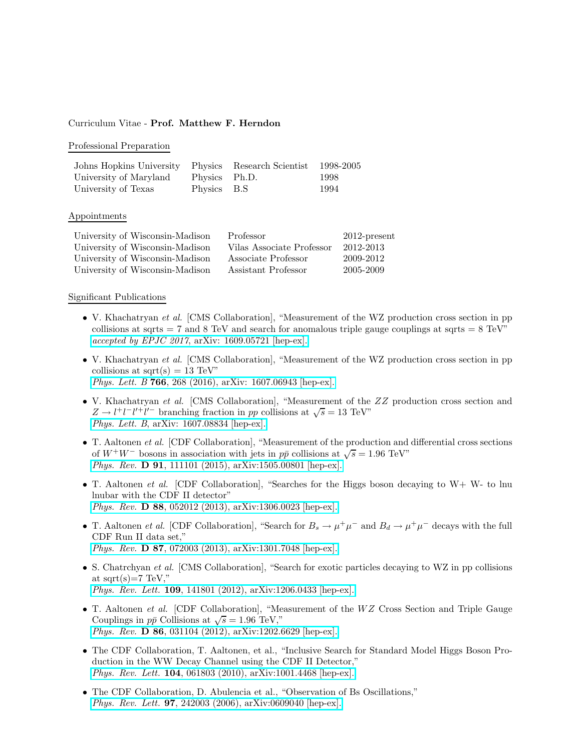Curriculum Vitae - **Prof. Matthew F. Herndon**

## Professional Preparation

| | | | |
|---|---|---|---|
| Johns Hopkins University | Physics | Research Scientist | 1998-2005 |
| University of Maryland | Physics | Ph.D. | 1998 |
| University of Texas | Physics | B.S | 1994 |

## Appointments

| | | |
|---|---|---|
| University of Wisconsin-Madison | Professor | 2012-present |
| University of Wisconsin-Madison | Vilas Associate Professor | 2012-2013 |
| University of Wisconsin-Madison | Associate Professor | 2009-2012 |
| University of Wisconsin-Madison | Assistant Professor | 2005-2009 |

## Significant Publications

- V. Khachatryan *et al.* [CMS Collaboration], "Measurement of the WZ production cross section in pp collisions at sqrts = 7 and 8 TeV and search for anomalous triple gauge couplings at sqrts = 8 TeV" *accepted by EPJC 2017*, arXiv: 1609.05721 [hep-ex].

- V. Khachatryan *et al.* [CMS Collaboration], "Measurement of the WZ production cross section in pp collisions at sqrt(s) = 13 TeV" *Phys. Lett. B* **766**, 268 (2016), arXiv: 1607.06943 [hep-ex].

- V. Khachatryan *et al.* [CMS Collaboration], "Measurement of the $ZZ$ production cross section and $Z \to l^+l^-l'^+l'^-$ branching fraction in $pp$ collisions at $\sqrt{s} = 13$ TeV" *Phys. Lett. B*, arXiv: 1607.08834 [hep-ex].

- T. Aaltonen *et al.* [CDF Collaboration], "Measurement of the production and differential cross sections of $W^+W^-$ bosons in association with jets in $p\bar{p}$ collisions at $\sqrt{s} = 1.96$ TeV" *Phys. Rev.* **D 91**, 111101 (2015), arXiv:1505.00801 [hep-ex].

- T. Aaltonen *et al.* [CDF Collaboration], "Searches for the Higgs boson decaying to W+ W- to lnu lnubar with the CDF II detector" *Phys. Rev.* **D 88**, 052012 (2013), arXiv:1306.0023 [hep-ex].

- T. Aaltonen *et al.* [CDF Collaboration], "Search for $B_s \to \mu^+\mu^-$ and $B_d \to \mu^+\mu^-$ decays with the full CDF Run II data set," *Phys. Rev.* **D 87**, 072003 (2013), arXiv:1301.7048 [hep-ex].

- S. Chatrchyan *et al.* [CMS Collaboration], "Search for exotic particles decaying to WZ in pp collisions at sqrt(s)=7 TeV," *Phys. Rev. Lett.* **109**, 141801 (2012), arXiv:1206.0433 [hep-ex].

- T. Aaltonen *et al.* [CDF Collaboration], "Measurement of the $WZ$ Cross Section and Triple Gauge Couplings in $p\bar{p}$ Collisions at $\sqrt{s} = 1.96$ TeV," *Phys. Rev.* **D 86**, 031104 (2012), arXiv:1202.6629 [hep-ex].

- The CDF Collaboration, T. Aaltonen, et al., "Inclusive Search for Standard Model Higgs Boson Production in the WW Decay Channel using the CDF II Detector," *Phys. Rev. Lett.* **104**, 061803 (2010), arXiv:1001.4468 [hep-ex].

- The CDF Collaboration, D. Abulencia et al., "Observation of Bs Oscillations," *Phys. Rev. Lett.* **97**, 242003 (2006), arXiv:0609040 [hep-ex].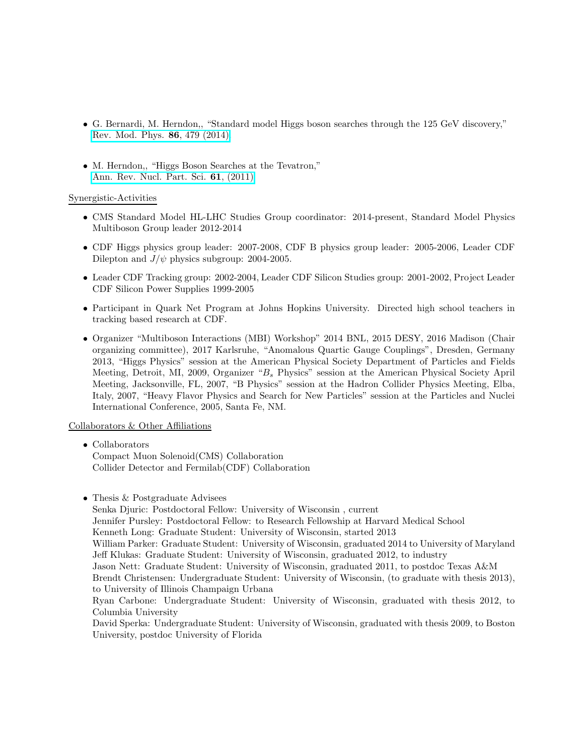- G. Bernardi, M. Herndon,, "Standard model Higgs boson searches through the 125 GeV discovery," Rev. Mod. Phys. **86**, 479 (2014)

- M. Herndon,, "Higgs Boson Searches at the Tevatron," Ann. Rev. Nucl. Part. Sci. **61**, (2011)

Synergistic-Activities

- CMS Standard Model HL-LHC Studies Group coordinator: 2014-present, Standard Model Physics Multiboson Group leader 2012-2014
- CDF Higgs physics group leader: 2007-2008, CDF B physics group leader: 2005-2006, Leader CDF Dilepton and $J/\psi$ physics subgroup: 2004-2005.
- Leader CDF Tracking group: 2002-2004, Leader CDF Silicon Studies group: 2001-2002, Project Leader CDF Silicon Power Supplies 1999-2005
- Participant in Quark Net Program at Johns Hopkins University. Directed high school teachers in tracking based research at CDF.
- Organizer "Multiboson Interactions (MBI) Workshop" 2014 BNL, 2015 DESY, 2016 Madison (Chair organizing committee), 2017 Karlsruhe, "Anomalous Quartic Gauge Couplings", Dresden, Germany 2013, "Higgs Physics" session at the American Physical Society Department of Particles and Fields Meeting, Detroit, MI, 2009, Organizer "$B_s$ Physics" session at the American Physical Society April Meeting, Jacksonville, FL, 2007, "B Physics" session at the Hadron Collider Physics Meeting, Elba, Italy, 2007, "Heavy Flavor Physics and Search for New Particles" session at the Particles and Nuclei International Conference, 2005, Santa Fe, NM.

Collaborators & Other Affiliations

- Collaborators
  Compact Muon Solenoid(CMS) Collaboration
  Collider Detector and Fermilab(CDF) Collaboration

- Thesis & Postgraduate Advisees
  Senka Djuric: Postdoctoral Fellow: University of Wisconsin , current
  Jennifer Pursley: Postdoctoral Fellow: to Research Fellowship at Harvard Medical School
  Kenneth Long: Graduate Student: University of Wisconsin, started 2013
  William Parker: Graduate Student: University of Wisconsin, graduated 2014 to University of Maryland
  Jeff Klukas: Graduate Student: University of Wisconsin, graduated 2012, to industry
  Jason Nett: Graduate Student: University of Wisconsin, graduated 2011, to postdoc Texas A&M
  Brendt Christensen: Undergraduate Student: University of Wisconsin, (to graduate with thesis 2013), to University of Illinois Champaign Urbana
  Ryan Carbone: Undergraduate Student: University of Wisconsin, graduated with thesis 2012, to Columbia University
  David Sperka: Undergraduate Student: University of Wisconsin, graduated with thesis 2009, to Boston University, postdoc University of Florida